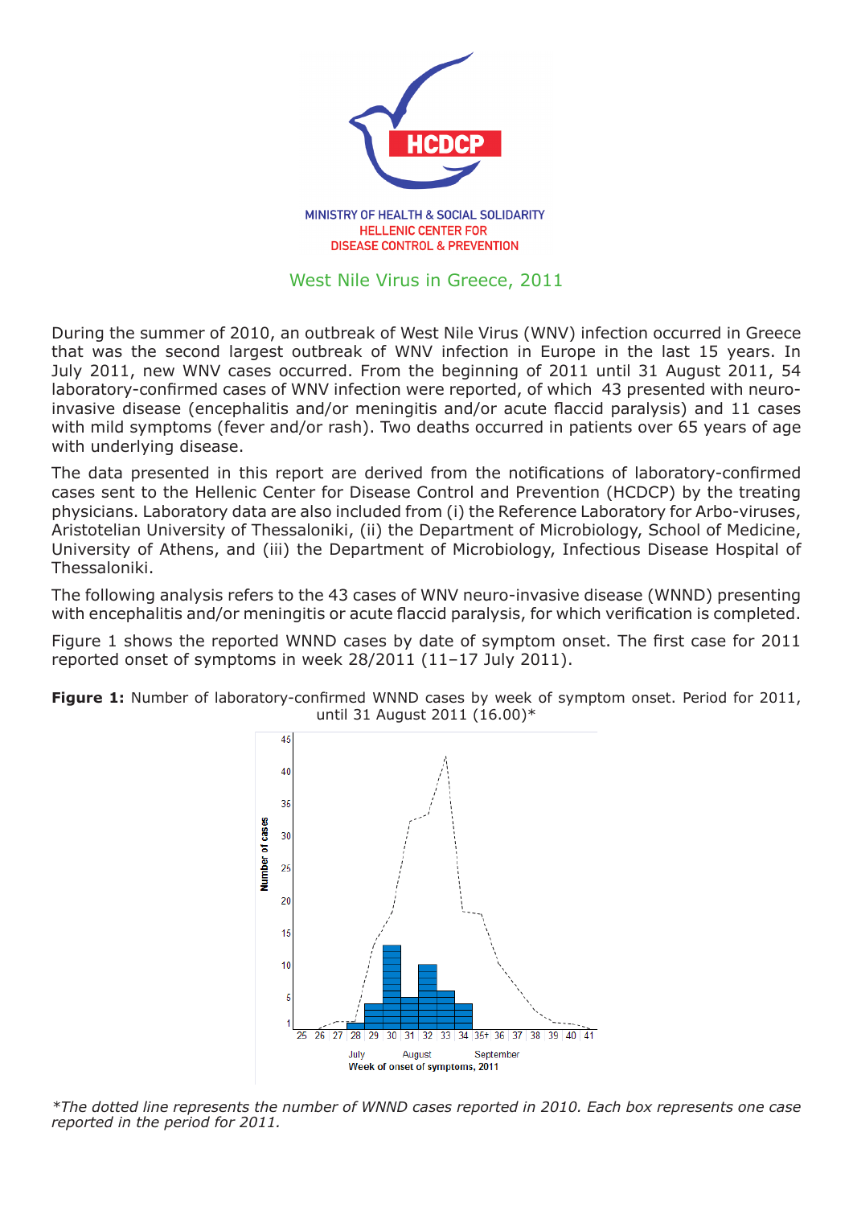MINISTRY OF HEALTH & SOCIAL SOLIDARITY
HELLENIC CENTER FOR
DISEASE CONTROL & PREVENTION

# West Nile Virus in Greece, 2011

During the summer of 2010, an outbreak of West Nile Virus (WNV) infection occurred in Greece that was the second largest outbreak of WNV infection in Europe in the last 15 years. In July 2011, new WNV cases occurred. From the beginning of 2011 until 31 August 2011, 54 laboratory-confirmed cases of WNV infection were reported, of which 43 presented with neuro-invasive disease (encephalitis and/or meningitis and/or acute flaccid paralysis) and 11 cases with mild symptoms (fever and/or rash). Two deaths occurred in patients over 65 years of age with underlying disease.

The data presented in this report are derived from the notifications of laboratory-confirmed cases sent to the Hellenic Center for Disease Control and Prevention (HCDCP) by the treating physicians. Laboratory data are also included from (i) the Reference Laboratory for Arbo-viruses, Aristotelian University of Thessaloniki, (ii) the Department of Microbiology, School of Medicine, University of Athens, and (iii) the Department of Microbiology, Infectious Disease Hospital of Thessaloniki.

The following analysis refers to the 43 cases of WNV neuro-invasive disease (WNND) presenting with encephalitis and/or meningitis or acute flaccid paralysis, for which verification is completed.

Figure 1 shows the reported WNND cases by date of symptom onset. The first case for 2011 reported onset of symptoms in week 28/2011 (11–17 July 2011).

**Figure 1:** Number of laboratory-confirmed WNND cases by week of symptom onset. Period for 2011, until 31 August 2011 (16.00)*

*The dotted line represents the number of WNND cases reported in 2010. Each box represents one case reported in the period for 2011.*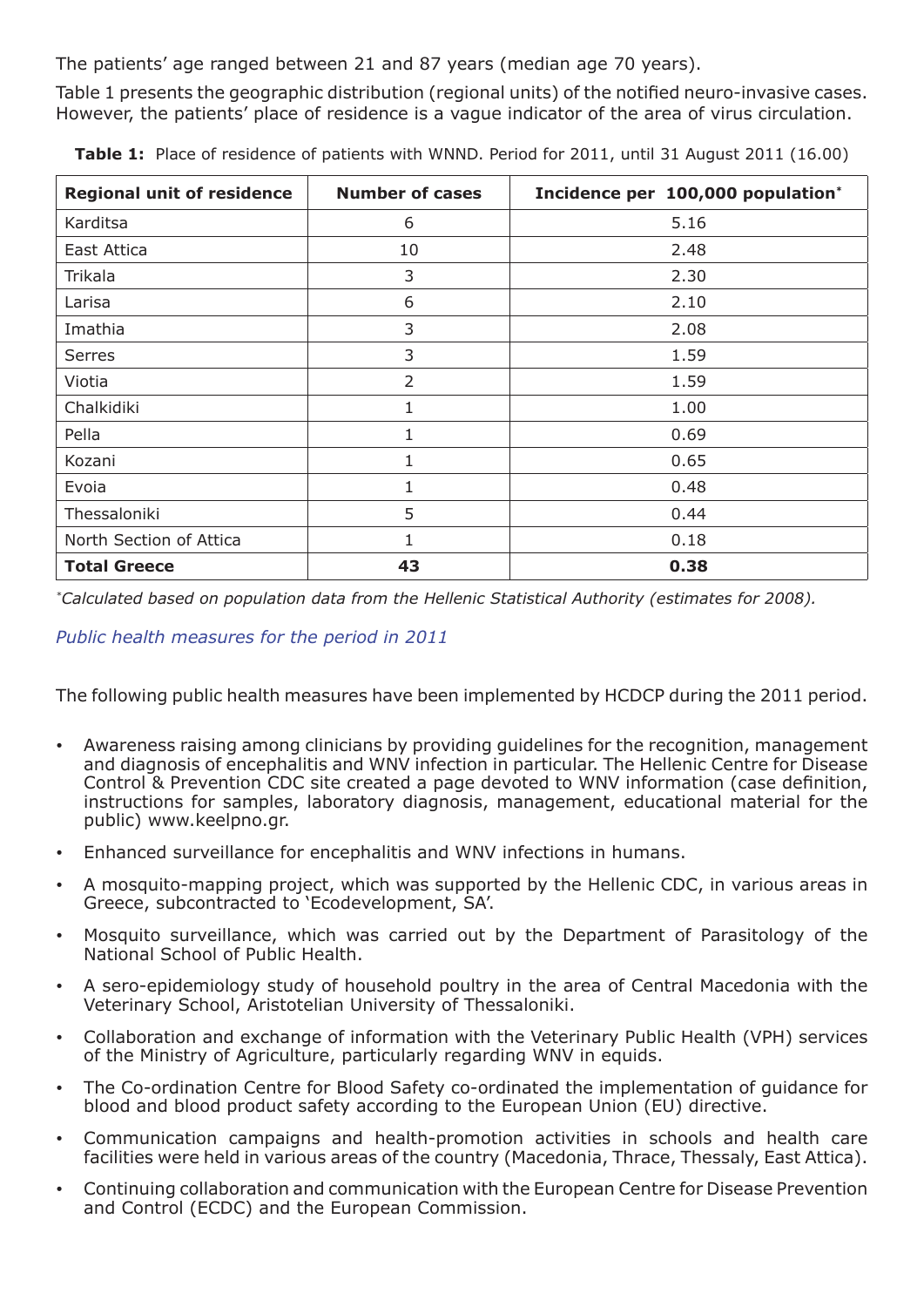The patients' age ranged between 21 and 87 years (median age 70 years).

Table 1 presents the geographic distribution (regional units) of the notified neuro-invasive cases. However, the patients' place of residence is a vague indicator of the area of virus circulation.

**Table 1:** Place of residence of patients with WNND. Period for 2011, until 31 August 2011 (16.00)

| Regional unit of residence | Number of cases | Incidence per 100,000 population* |
|---|---|---|
| Karditsa | 6 | 5.16 |
| East Attica | 10 | 2.48 |
| Trikala | 3 | 2.30 |
| Larisa | 6 | 2.10 |
| Imathia | 3 | 2.08 |
| Serres | 3 | 1.59 |
| Viotia | 2 | 1.59 |
| Chalkidiki | 1 | 1.00 |
| Pella | 1 | 0.69 |
| Kozani | 1 | 0.65 |
| Evoia | 1 | 0.48 |
| Thessaloniki | 5 | 0.44 |
| North Section of Attica | 1 | 0.18 |
| **Total Greece** | **43** | **0.38** |

*\*Calculated based on population data from the Hellenic Statistical Authority (estimates for 2008).*

*Public health measures for the period in 2011*

The following public health measures have been implemented by HCDCP during the 2011 period.

- Awareness raising among clinicians by providing guidelines for the recognition, management and diagnosis of encephalitis and WNV infection in particular. The Hellenic Centre for Disease Control & Prevention CDC site created a page devoted to WNV information (case definition, instructions for samples, laboratory diagnosis, management, educational material for the public) www.keelpno.gr.
- Enhanced surveillance for encephalitis and WNV infections in humans.
- A mosquito-mapping project, which was supported by the Hellenic CDC, in various areas in Greece, subcontracted to 'Ecodevelopment, SA'.
- Mosquito surveillance, which was carried out by the Department of Parasitology of the National School of Public Health.
- A sero-epidemiology study of household poultry in the area of Central Macedonia with the Veterinary School, Aristotelian University of Thessaloniki.
- Collaboration and exchange of information with the Veterinary Public Health (VPH) services of the Ministry of Agriculture, particularly regarding WNV in equids.
- The Co-ordination Centre for Blood Safety co-ordinated the implementation of guidance for blood and blood product safety according to the European Union (EU) directive.
- Communication campaigns and health-promotion activities in schools and health care facilities were held in various areas of the country (Macedonia, Thrace, Thessaly, East Attica).
- Continuing collaboration and communication with the European Centre for Disease Prevention and Control (ECDC) and the European Commission.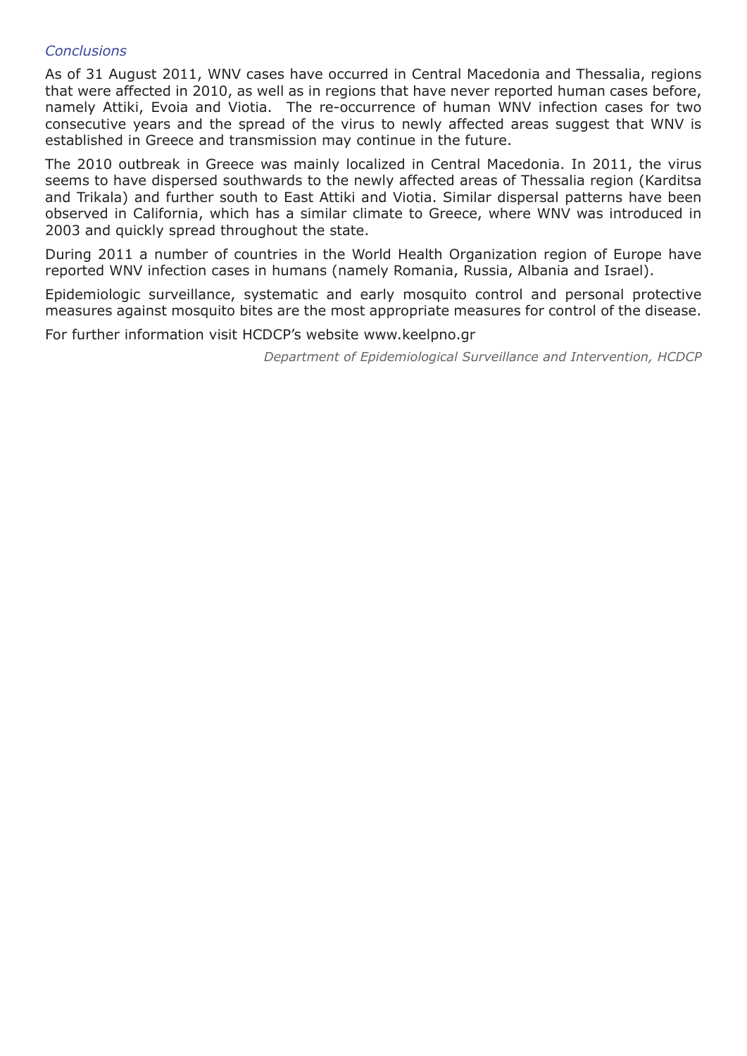### *Conclusions*

As of 31 August 2011, WNV cases have occurred in Central Macedonia and Thessalia, regions that were affected in 2010, as well as in regions that have never reported human cases before, namely Attiki, Evoia and Viotia. The re-occurrence of human WNV infection cases for two consecutive years and the spread of the virus to newly affected areas suggest that WNV is established in Greece and transmission may continue in the future.

The 2010 outbreak in Greece was mainly localized in Central Macedonia. In 2011, the virus seems to have dispersed southwards to the newly affected areas of Thessalia region (Karditsa and Trikala) and further south to East Attiki and Viotia. Similar dispersal patterns have been observed in California, which has a similar climate to Greece, where WNV was introduced in 2003 and quickly spread throughout the state.

During 2011 a number of countries in the World Health Organization region of Europe have reported WNV infection cases in humans (namely Romania, Russia, Albania and Israel).

Epidemiologic surveillance, systematic and early mosquito control and personal protective measures against mosquito bites are the most appropriate measures for control of the disease.

For further information visit HCDCP's website www.keelpno.gr

*Department of Epidemiological Surveillance and Intervention, HCDCP*